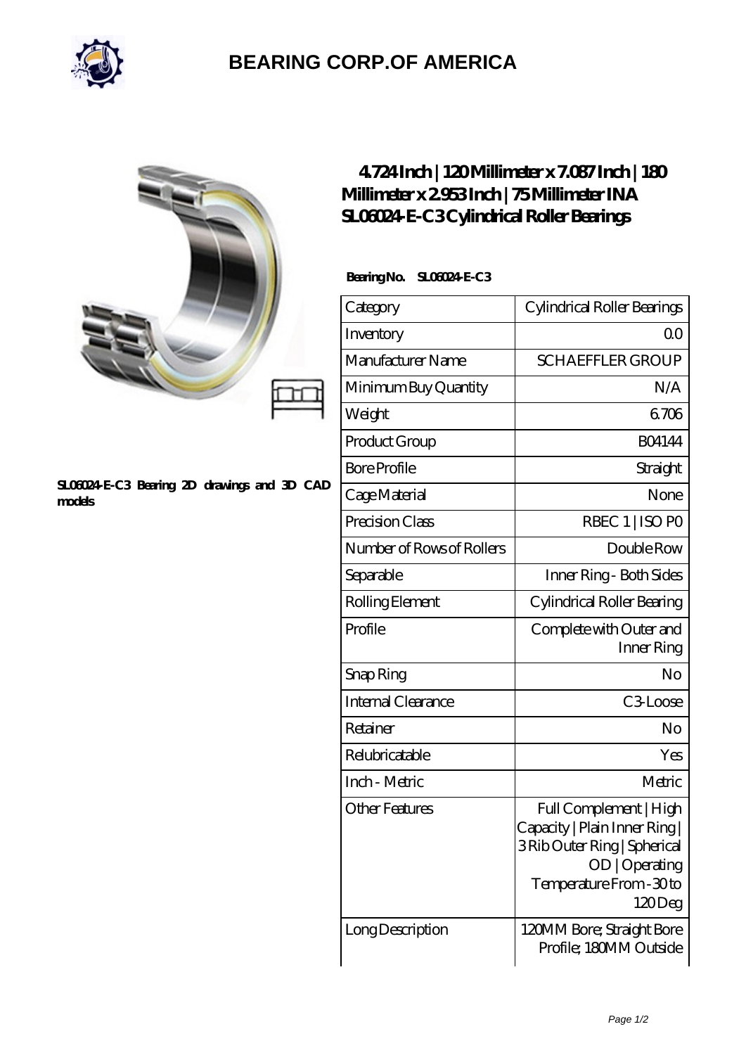# BEARING CORP.OF AMERICA

SL06024-E-C3 Bearing 2D drawings and 3D CAD models

## 4.724 Inch | 120 Millimeter x 7.087 Inch | 180 Millimeter x 2.953 Inch | 75 Millimeter INA SL06024-E-C3 Cylindrical Roller Bearings

**Bearing No. SL06024-E-C3**

| Category | Cylindrical Roller Bearings |
| --- | --- |
| Inventory | 0.0 |
| Manufacturer Name | SCHAEFFLER GROUP |
| Minimum Buy Quantity | N/A |
| Weight | 6.706 |
| Product Group | B04144 |
| Bore Profile | Straight |
| Cage Material | None |
| Precision Class | RBEC 1 \| ISO P0 |
| Number of Rows of Rollers | Double Row |
| Separable | Inner Ring - Both Sides |
| Rolling Element | Cylindrical Roller Bearing |
| Profile | Complete with Outer and Inner Ring |
| Snap Ring | No |
| Internal Clearance | C3-Loose |
| Retainer | No |
| Relubricatable | Yes |
| Inch - Metric | Metric |
| Other Features | Full Complement \| High Capacity \| Plain Inner Ring \| 3 Rib Outer Ring \| Spherical OD \| Operating Temperature From -30 to 120 Deg |
| Long Description | 120MM Bore; Straight Bore Profile; 180MM Outside |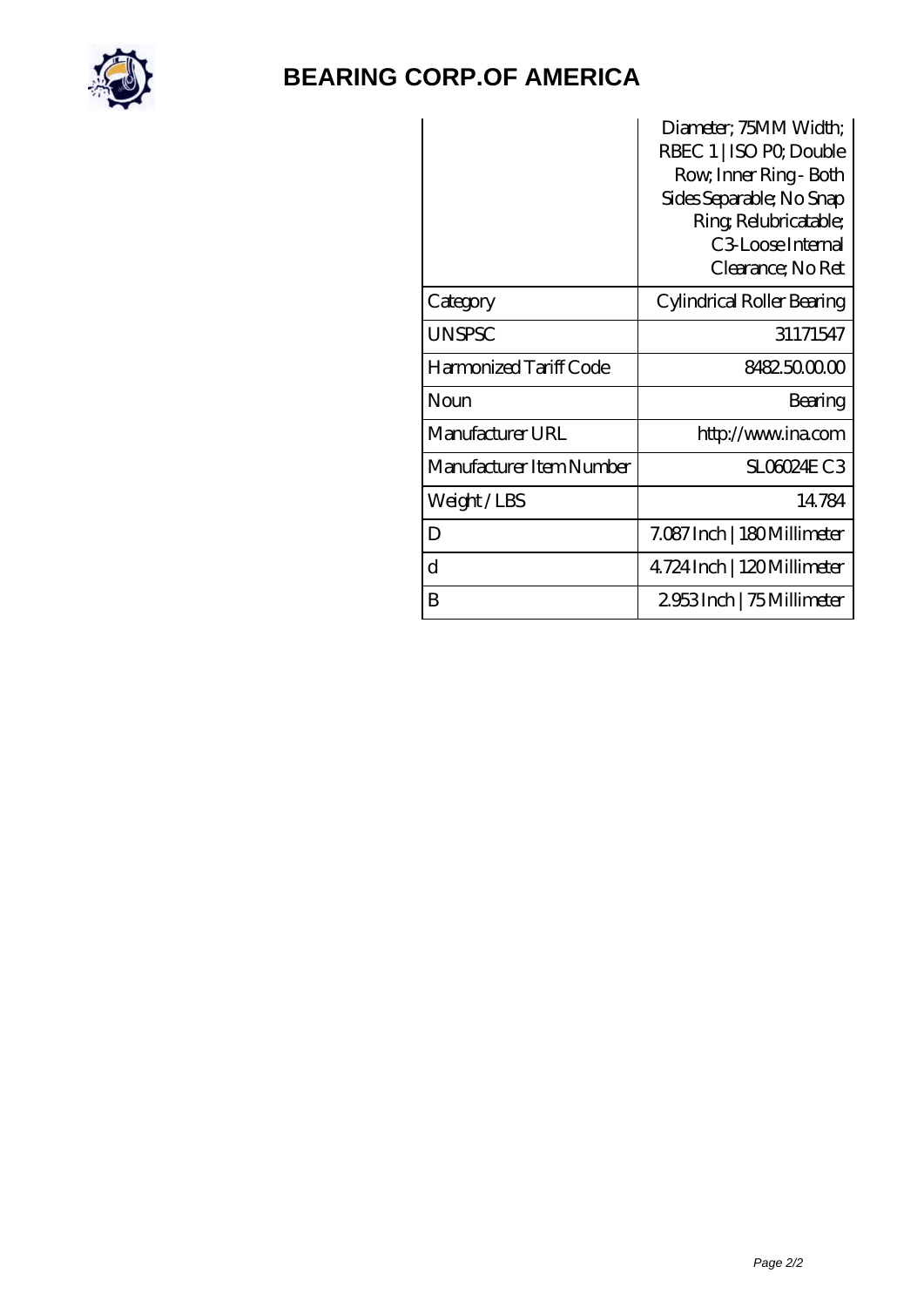# BEARING CORP.OF AMERICA

| | |
|---|---|
| | Diameter; 75MM Width; RBEC 1 \| ISO P0; Double Row; Inner Ring - Both Sides Separable; No Snap Ring; Relubricatable; C3-Loose Internal Clearance; No Ret |
| Category | Cylindrical Roller Bearing |
| UNSPSC | 31171547 |
| Harmonized Tariff Code | 8482.50.00.00 |
| Noun | Bearing |
| Manufacturer URL | http://www.ina.com |
| Manufacturer Item Number | SL06024E C3 |
| Weight / LBS | 14.784 |
| D | 7.087 Inch \| 180 Millimeter |
| d | 4.724 Inch \| 120 Millimeter |
| B | 2.953 Inch \| 75 Millimeter |